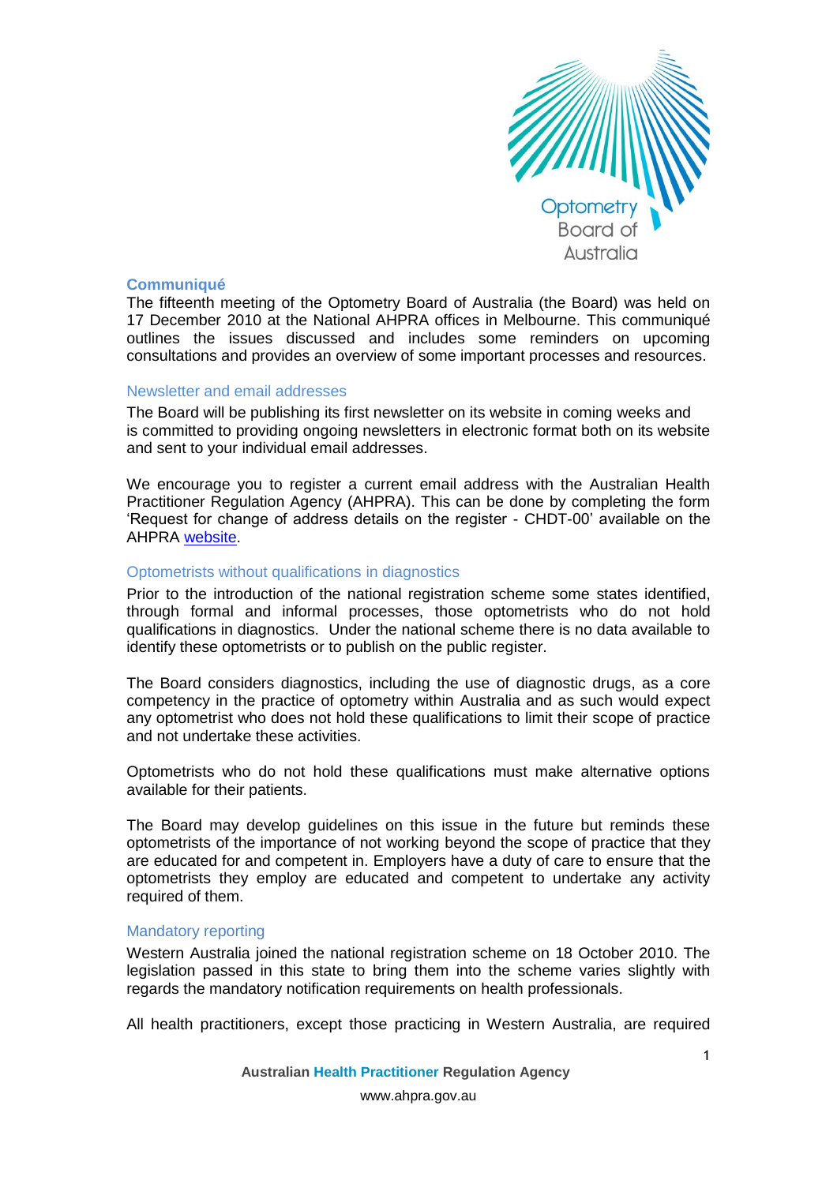## Communiqué

The fifteenth meeting of the Optometry Board of Australia (the Board) was held on 17 December 2010 at the National AHPRA offices in Melbourne. This communiqué outlines the issues discussed and includes some reminders on upcoming consultations and provides an overview of some important processes and resources.

### Newsletter and email addresses

The Board will be publishing its first newsletter on its website in coming weeks and is committed to providing ongoing newsletters in electronic format both on its website and sent to your individual email addresses.

We encourage you to register a current email address with the Australian Health Practitioner Regulation Agency (AHPRA). This can be done by completing the form 'Request for change of address details on the register - CHDT-00' available on the AHPRA website.

### Optometrists without qualifications in diagnostics

Prior to the introduction of the national registration scheme some states identified, through formal and informal processes, those optometrists who do not hold qualifications in diagnostics. Under the national scheme there is no data available to identify these optometrists or to publish on the public register.

The Board considers diagnostics, including the use of diagnostic drugs, as a core competency in the practice of optometry within Australia and as such would expect any optometrist who does not hold these qualifications to limit their scope of practice and not undertake these activities.

Optometrists who do not hold these qualifications must make alternative options available for their patients.

The Board may develop guidelines on this issue in the future but reminds these optometrists of the importance of not working beyond the scope of practice that they are educated for and competent in. Employers have a duty of care to ensure that the optometrists they employ are educated and competent to undertake any activity required of them.

### Mandatory reporting

Western Australia joined the national registration scheme on 18 October 2010. The legislation passed in this state to bring them into the scheme varies slightly with regards the mandatory notification requirements on health professionals.

All health practitioners, except those practicing in Western Australia, are required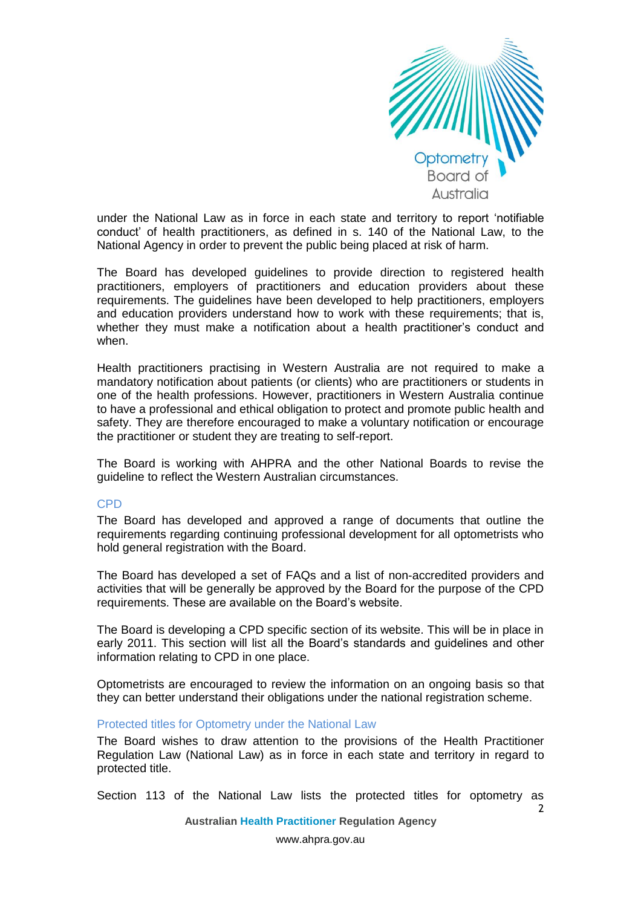under the National Law as in force in each state and territory to report 'notifiable conduct' of health practitioners, as defined in s. 140 of the National Law, to the National Agency in order to prevent the public being placed at risk of harm.

The Board has developed guidelines to provide direction to registered health practitioners, employers of practitioners and education providers about these requirements. The guidelines have been developed to help practitioners, employers and education providers understand how to work with these requirements; that is, whether they must make a notification about a health practitioner's conduct and when.

Health practitioners practising in Western Australia are not required to make a mandatory notification about patients (or clients) who are practitioners or students in one of the health professions. However, practitioners in Western Australia continue to have a professional and ethical obligation to protect and promote public health and safety. They are therefore encouraged to make a voluntary notification or encourage the practitioner or student they are treating to self-report.

The Board is working with AHPRA and the other National Boards to revise the guideline to reflect the Western Australian circumstances.

## CPD

The Board has developed and approved a range of documents that outline the requirements regarding continuing professional development for all optometrists who hold general registration with the Board.

The Board has developed a set of FAQs and a list of non-accredited providers and activities that will be generally be approved by the Board for the purpose of the CPD requirements. These are available on the Board's website.

The Board is developing a CPD specific section of its website. This will be in place in early 2011. This section will list all the Board's standards and guidelines and other information relating to CPD in one place.

Optometrists are encouraged to review the information on an ongoing basis so that they can better understand their obligations under the national registration scheme.

## Protected titles for Optometry under the National Law

The Board wishes to draw attention to the provisions of the Health Practitioner Regulation Law (National Law) as in force in each state and territory in regard to protected title.

Section 113 of the National Law lists the protected titles for optometry as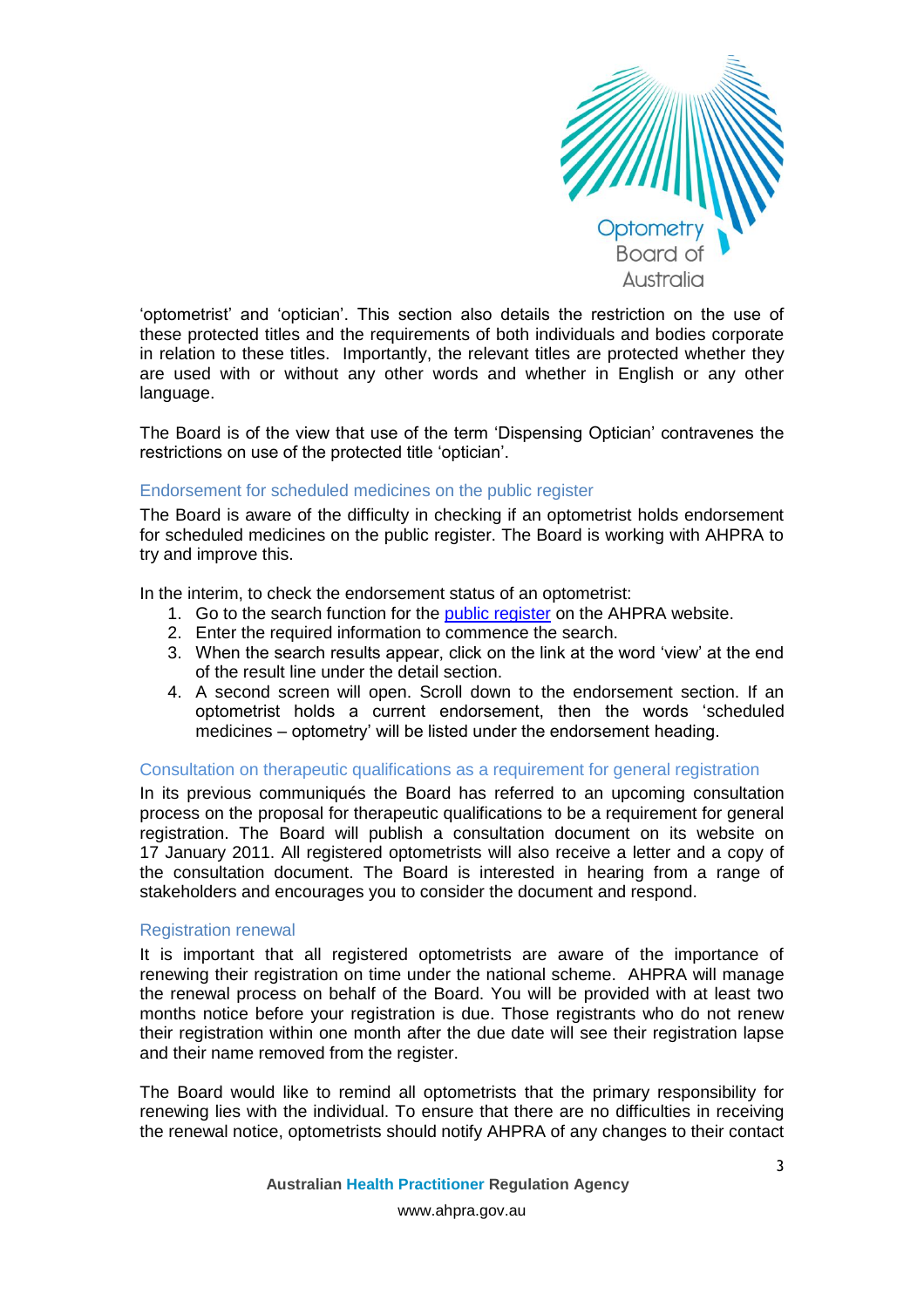'optometrist' and 'optician'. This section also details the restriction on the use of these protected titles and the requirements of both individuals and bodies corporate in relation to these titles. Importantly, the relevant titles are protected whether they are used with or without any other words and whether in English or any other language.

The Board is of the view that use of the term 'Dispensing Optician' contravenes the restrictions on use of the protected title 'optician'.

## Endorsement for scheduled medicines on the public register

The Board is aware of the difficulty in checking if an optometrist holds endorsement for scheduled medicines on the public register. The Board is working with AHPRA to try and improve this.

In the interim, to check the endorsement status of an optometrist:

1. Go to the search function for the public register on the AHPRA website.
2. Enter the required information to commence the search.
3. When the search results appear, click on the link at the word 'view' at the end of the result line under the detail section.
4. A second screen will open. Scroll down to the endorsement section. If an optometrist holds a current endorsement, then the words 'scheduled medicines – optometry' will be listed under the endorsement heading.

## Consultation on therapeutic qualifications as a requirement for general registration

In its previous communiqués the Board has referred to an upcoming consultation process on the proposal for therapeutic qualifications to be a requirement for general registration. The Board will publish a consultation document on its website on 17 January 2011. All registered optometrists will also receive a letter and a copy of the consultation document. The Board is interested in hearing from a range of stakeholders and encourages you to consider the document and respond.

## Registration renewal

It is important that all registered optometrists are aware of the importance of renewing their registration on time under the national scheme. AHPRA will manage the renewal process on behalf of the Board. You will be provided with at least two months notice before your registration is due. Those registrants who do not renew their registration within one month after the due date will see their registration lapse and their name removed from the register.

The Board would like to remind all optometrists that the primary responsibility for renewing lies with the individual. To ensure that there are no difficulties in receiving the renewal notice, optometrists should notify AHPRA of any changes to their contact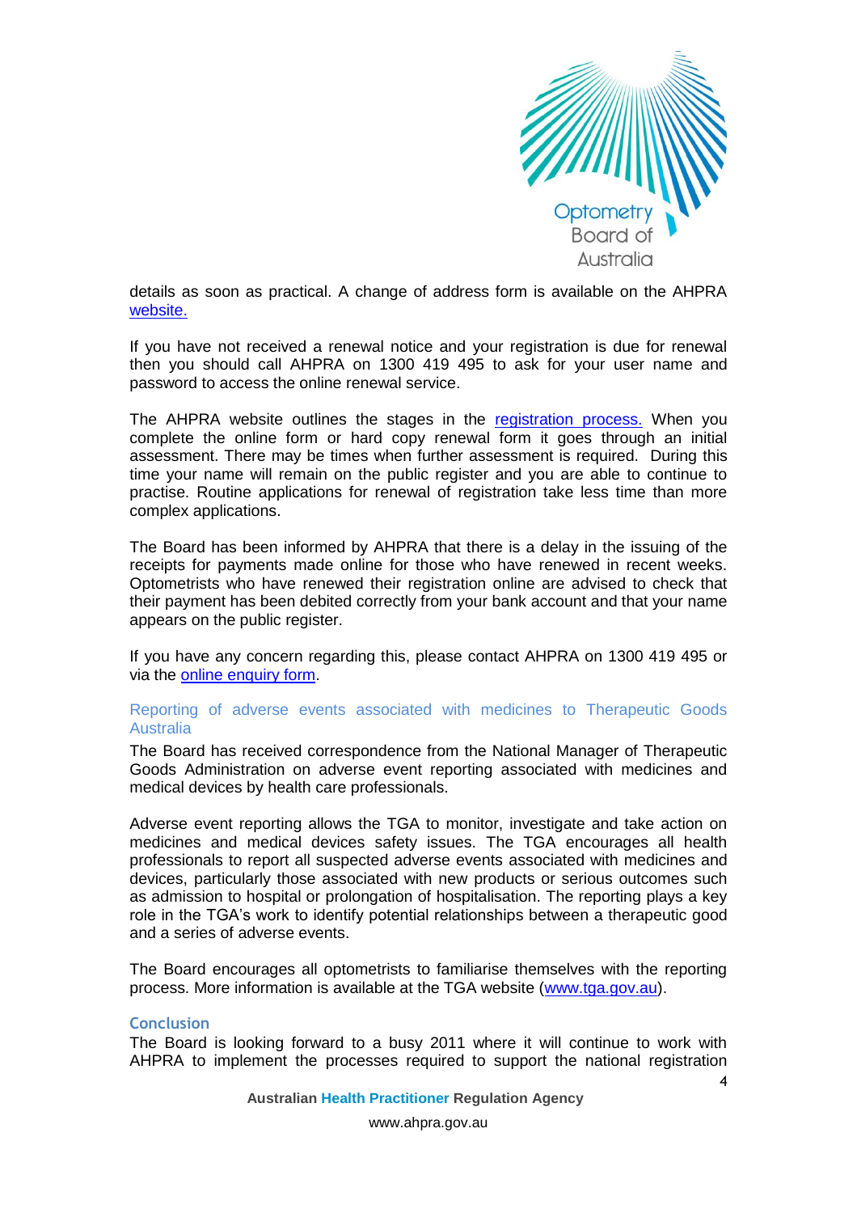details as soon as practical. A change of address form is available on the AHPRA [website.](website.)

If you have not received a renewal notice and your registration is due for renewal then you should call AHPRA on 1300 419 495 to ask for your user name and password to access the online renewal service.

The AHPRA website outlines the stages in the [registration process.](registration process.) When you complete the online form or hard copy renewal form it goes through an initial assessment. There may be times when further assessment is required. During this time your name will remain on the public register and you are able to continue to practise. Routine applications for renewal of registration take less time than more complex applications.

The Board has been informed by AHPRA that there is a delay in the issuing of the receipts for payments made online for those who have renewed in recent weeks. Optometrists who have renewed their registration online are advised to check that their payment has been debited correctly from your bank account and that your name appears on the public register.

If you have any concern regarding this, please contact AHPRA on 1300 419 495 or via the online enquiry form.

### Reporting of adverse events associated with medicines to Therapeutic Goods Australia

The Board has received correspondence from the National Manager of Therapeutic Goods Administration on adverse event reporting associated with medicines and medical devices by health care professionals.

Adverse event reporting allows the TGA to monitor, investigate and take action on medicines and medical devices safety issues. The TGA encourages all health professionals to report all suspected adverse events associated with medicines and devices, particularly those associated with new products or serious outcomes such as admission to hospital or prolongation of hospitalisation. The reporting plays a key role in the TGA's work to identify potential relationships between a therapeutic good and a series of adverse events.

The Board encourages all optometrists to familiarise themselves with the reporting process. More information is available at the TGA website (www.tga.gov.au).

### Conclusion

The Board is looking forward to a busy 2011 where it will continue to work with AHPRA to implement the processes required to support the national registration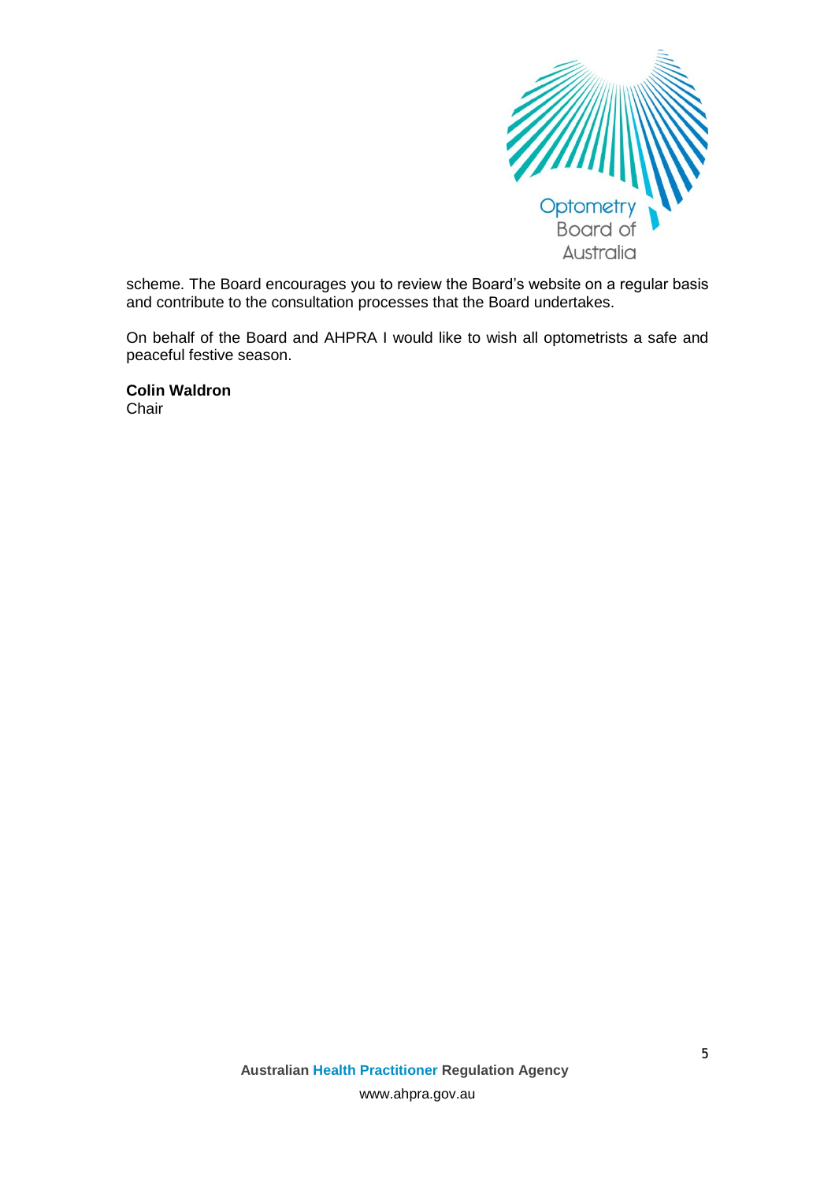scheme. The Board encourages you to review the Board's website on a regular basis and contribute to the consultation processes that the Board undertakes.

On behalf of the Board and AHPRA I would like to wish all optometrists a safe and peaceful festive season.

**Colin Waldron**
Chair